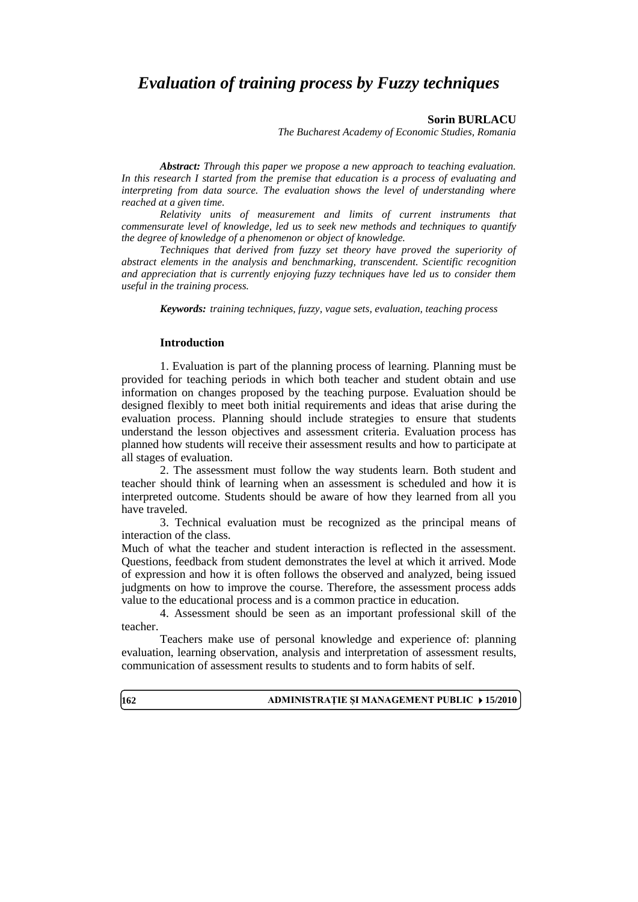# *Evaluation of training process by Fuzzy techniques*

**Sorin BURLACU**
*The Bucharest Academy of Economic Studies, Romania*

***Abstract:*** *Through this paper we propose a new approach to teaching evaluation. In this research I started from the premise that education is a process of evaluating and interpreting from data source. The evaluation shows the level of understanding where reached at a given time.*

*Relativity units of measurement and limits of current instruments that commensurate level of knowledge, led us to seek new methods and techniques to quantify the degree of knowledge of a phenomenon or object of knowledge.*

*Techniques that derived from fuzzy set theory have proved the superiority of abstract elements in the analysis and benchmarking, transcendent. Scientific recognition and appreciation that is currently enjoying fuzzy techniques have led us to consider them useful in the training process.*

***Keywords:*** *training techniques, fuzzy, vague sets, evaluation, teaching process*

## Introduction

1. Evaluation is part of the planning process of learning. Planning must be provided for teaching periods in which both teacher and student obtain and use information on changes proposed by the teaching purpose. Evaluation should be designed flexibly to meet both initial requirements and ideas that arise during the evaluation process. Planning should include strategies to ensure that students understand the lesson objectives and assessment criteria. Evaluation process has planned how students will receive their assessment results and how to participate at all stages of evaluation.

2. The assessment must follow the way students learn. Both student and teacher should think of learning when an assessment is scheduled and how it is interpreted outcome. Students should be aware of how they learned from all you have traveled.

3. Technical evaluation must be recognized as the principal means of interaction of the class.
Much of what the teacher and student interaction is reflected in the assessment. Questions, feedback from student demonstrates the level at which it arrived. Mode of expression and how it is often follows the observed and analyzed, being issued judgments on how to improve the course. Therefore, the assessment process adds value to the educational process and is a common practice in education.

4. Assessment should be seen as an important professional skill of the teacher.

Teachers make use of personal knowledge and experience of: planning evaluation, learning observation, analysis and interpretation of assessment results, communication of assessment results to students and to form habits of self.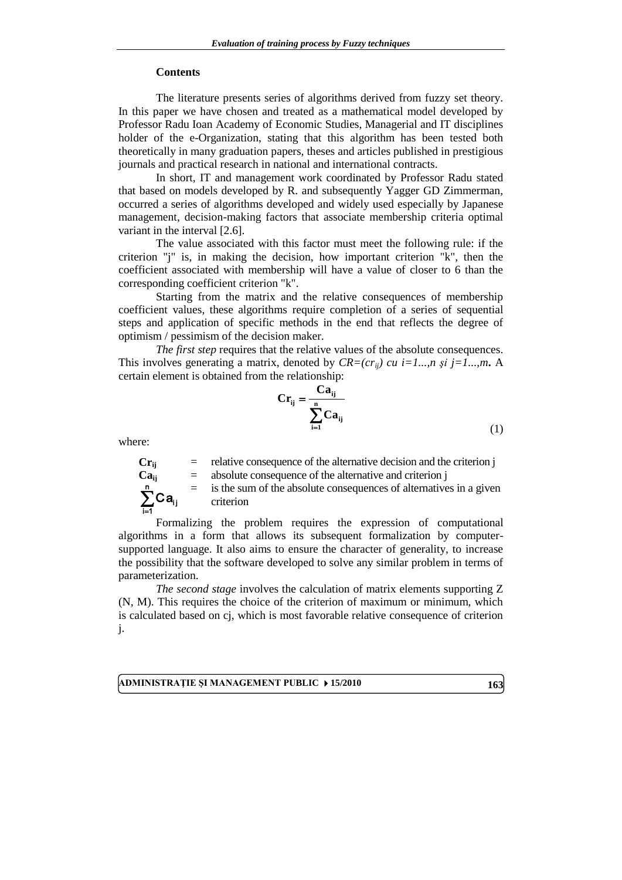### Contents

The literature presents series of algorithms derived from fuzzy set theory. In this paper we have chosen and treated as a mathematical model developed by Professor Radu Ioan Academy of Economic Studies, Managerial and IT disciplines holder of the e-Organization, stating that this algorithm has been tested both theoretically in many graduation papers, theses and articles published in prestigious journals and practical research in national and international contracts.

In short, IT and management work coordinated by Professor Radu stated that based on models developed by R. and subsequently Yagger GD Zimmerman, occurred a series of algorithms developed and widely used especially by Japanese management, decision-making factors that associate membership criteria optimal variant in the interval [2.6].

The value associated with this factor must meet the following rule: if the criterion "j" is, in making the decision, how important criterion "k", then the coefficient associated with membership will have a value of closer to 6 than the corresponding coefficient criterion "k".

Starting from the matrix and the relative consequences of membership coefficient values, these algorithms require completion of a series of sequential steps and application of specific methods in the end that reflects the degree of optimism / pessimism of the decision maker.

*The first step* requires that the relative values of the absolute consequences. This involves generating a matrix, denoted by $CR=(cr_{ij})$ *cu* $i=1...,n$ *şi* $j=1...,m$**.** A certain element is obtained from the relationship:

$$\mathbf{Cr_{ij}} = \frac{\mathbf{Ca_{ij}}}{\sum_{i=1}^{n} \mathbf{Ca_{ij}}} \tag{1}$$

where:

$\mathbf{Cr_{ij}}$ = relative consequence of the alternative decision and the criterion j

$\mathbf{Ca_{ij}}$ = absolute consequence of the alternative and criterion j

$\sum_{i=1}^{n} Ca_{ij}$ = is the sum of the absolute consequences of alternatives in a given criterion

Formalizing the problem requires the expression of computational algorithms in a form that allows its subsequent formalization by computer-supported language. It also aims to ensure the character of generality, to increase the possibility that the software developed to solve any similar problem in terms of parameterization.

*The second stage* involves the calculation of matrix elements supporting Z (N, M). This requires the choice of the criterion of maximum or minimum, which is calculated based on cj, which is most favorable relative consequence of criterion j.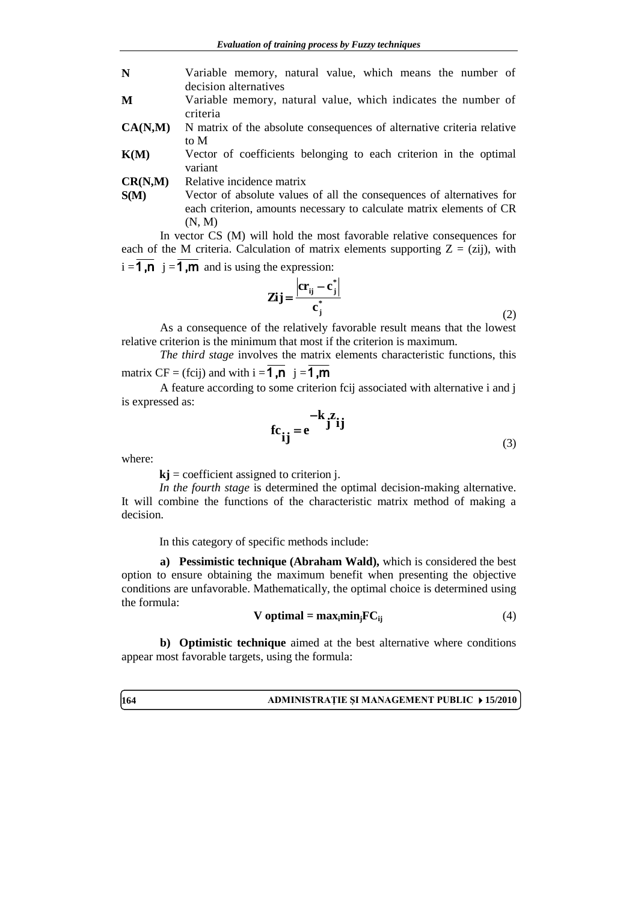| | |
|---|---|
| **N** | Variable memory, natural value, which means the number of decision alternatives |
| **M** | Variable memory, natural value, which indicates the number of criteria |
| **CA(N,M)** | N matrix of the absolute consequences of alternative criteria relative to M |
| **K(M)** | Vector of coefficients belonging to each criterion in the optimal variant |
| **CR(N,M)** | Relative incidence matrix |
| **S(M)** | Vector of absolute values of all the consequences of alternatives for each criterion, amounts necessary to calculate matrix elements of CR (N, M) |

In vector CS (M) will hold the most favorable relative consequences for each of the M criteria. Calculation of matrix elements supporting Z = (zij), with $i = \overline{1,n}$ $j = \overline{1,m}$ and is using the expression:

$$\mathbf{Zij} = \frac{\left|\mathbf{cr_{ij}} - \mathbf{c_j^*}\right|}{\mathbf{c_j^*}} \tag{2}$$

As a consequence of the relatively favorable result means that the lowest relative criterion is the minimum that most if the criterion is maximum.

*The third stage* involves the matrix elements characteristic functions, this matrix CF = (fcij) and with $i = \overline{1,n}$ $j = \overline{1,m}$

A feature according to some criterion fcij associated with alternative i and j is expressed as:

$$\mathbf{fc_{ij}} = \mathbf{e}^{-\mathbf{k_j z_{ij}}} \tag{3}$$

where:

**kj** = coefficient assigned to criterion j.

*In the fourth stage* is determined the optimal decision-making alternative. It will combine the functions of the characteristic matrix method of making a decision.

In this category of specific methods include:

**a) Pessimistic technique (Abraham Wald),** which is considered the best option to ensure obtaining the maximum benefit when presenting the objective conditions are unfavorable. Mathematically, the optimal choice is determined using the formula:

$$\mathbf{V\ optimal = max_i min_j FC_{ij}} \tag{4}$$

**b) Optimistic technique** aimed at the best alternative where conditions appear most favorable targets, using the formula: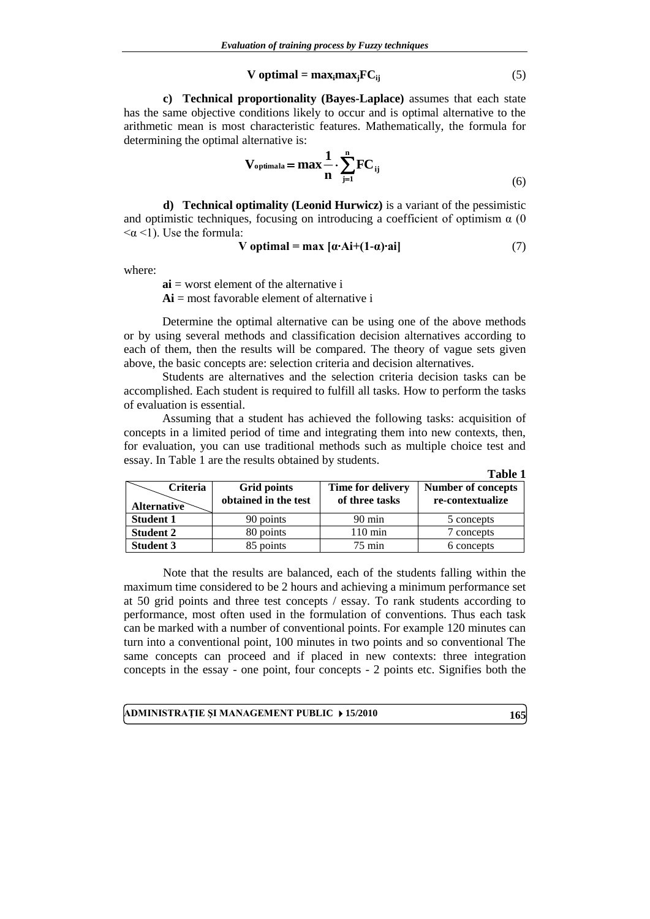$$V\ optimal = max_i max_j FC_{ij} \tag{5}$$

**c) Technical proportionality (Bayes-Laplace)** assumes that each state has the same objective conditions likely to occur and is optimal alternative to the arithmetic mean is most characteristic features. Mathematically, the formula for determining the optimal alternative is:

$$V_{optimala} = \max \frac{1}{n} \cdot \sum_{j=1}^{n} FC_{ij} \tag{6}$$

**d) Technical optimality (Leonid Hurwicz)** is a variant of the pessimistic and optimistic techniques, focusing on introducing a coefficient of optimism $\alpha$ ($0 < \alpha < 1$). Use the formula:

$$V\ optimal = \max\ [\alpha \cdot Ai + (1-\alpha) \cdot ai] \tag{7}$$

where:

**ai** = worst element of the alternative i

**Ai** = most favorable element of alternative i

Determine the optimal alternative can be using one of the above methods or by using several methods and classification decision alternatives according to each of them, then the results will be compared. The theory of vague sets given above, the basic concepts are: selection criteria and decision alternatives.

Students are alternatives and the selection criteria decision tasks can be accomplished. Each student is required to fulfill all tasks. How to perform the tasks of evaluation is essential.

Assuming that a student has achieved the following tasks: acquisition of concepts in a limited period of time and integrating them into new contexts, then, for evaluation, you can use traditional methods such as multiple choice test and essay. In Table 1 are the results obtained by students.

**Table 1**

| Criteria / Alternative | Grid points obtained in the test | Time for delivery of three tasks | Number of concepts re-contextualize |
|---|---|---|---|
| **Student 1** | 90 points | 90 min | 5 concepts |
| **Student 2** | 80 points | 110 min | 7 concepts |
| **Student 3** | 85 points | 75 min | 6 concepts |

Note that the results are balanced, each of the students falling within the maximum time considered to be 2 hours and achieving a minimum performance set at 50 grid points and three test concepts / essay. To rank students according to performance, most often used in the formulation of conventions. Thus each task can be marked with a number of conventional points. For example 120 minutes can turn into a conventional point, 100 minutes in two points and so conventional The same concepts can proceed and if placed in new contexts: three integration concepts in the essay - one point, four concepts - 2 points etc. Signifies both the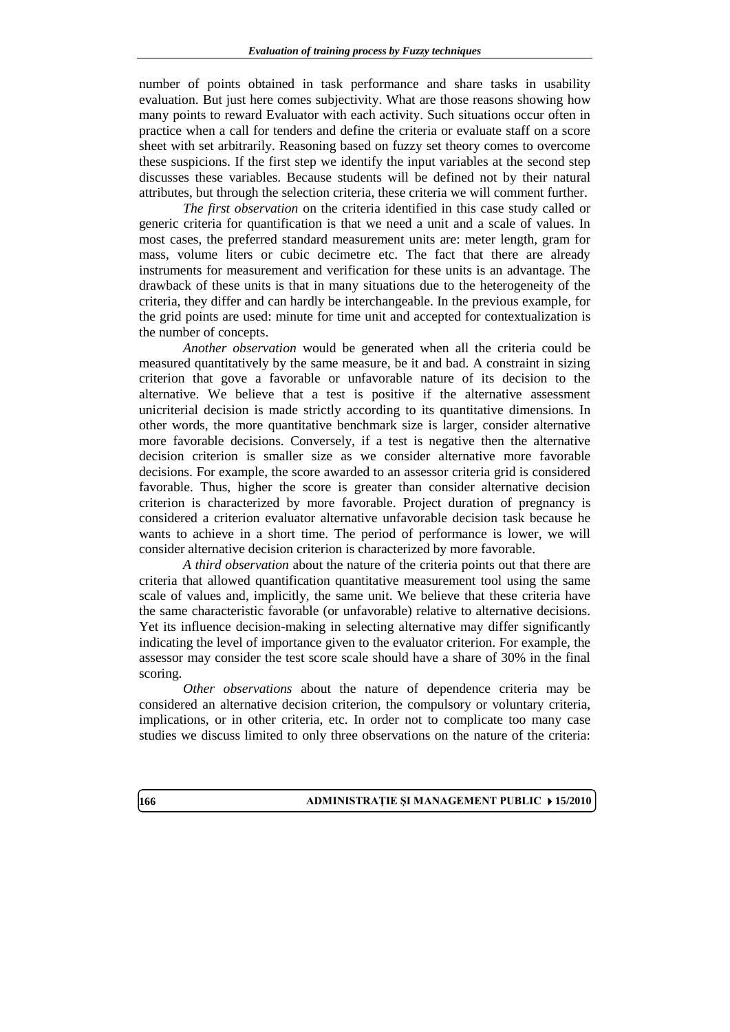number of points obtained in task performance and share tasks in usability evaluation. But just here comes subjectivity. What are those reasons showing how many points to reward Evaluator with each activity. Such situations occur often in practice when a call for tenders and define the criteria or evaluate staff on a score sheet with set arbitrarily. Reasoning based on fuzzy set theory comes to overcome these suspicions. If the first step we identify the input variables at the second step discusses these variables. Because students will be defined not by their natural attributes, but through the selection criteria, these criteria we will comment further.

*The first observation* on the criteria identified in this case study called or generic criteria for quantification is that we need a unit and a scale of values. In most cases, the preferred standard measurement units are: meter length, gram for mass, volume liters or cubic decimetre etc. The fact that there are already instruments for measurement and verification for these units is an advantage. The drawback of these units is that in many situations due to the heterogeneity of the criteria, they differ and can hardly be interchangeable. In the previous example, for the grid points are used: minute for time unit and accepted for contextualization is the number of concepts.

*Another observation* would be generated when all the criteria could be measured quantitatively by the same measure, be it and bad. A constraint in sizing criterion that gove a favorable or unfavorable nature of its decision to the alternative. We believe that a test is positive if the alternative assessment unicriterial decision is made strictly according to its quantitative dimensions. In other words, the more quantitative benchmark size is larger, consider alternative more favorable decisions. Conversely, if a test is negative then the alternative decision criterion is smaller size as we consider alternative more favorable decisions. For example, the score awarded to an assessor criteria grid is considered favorable. Thus, higher the score is greater than consider alternative decision criterion is characterized by more favorable. Project duration of pregnancy is considered a criterion evaluator alternative unfavorable decision task because he wants to achieve in a short time. The period of performance is lower, we will consider alternative decision criterion is characterized by more favorable.

*A third observation* about the nature of the criteria points out that there are criteria that allowed quantification quantitative measurement tool using the same scale of values and, implicitly, the same unit. We believe that these criteria have the same characteristic favorable (or unfavorable) relative to alternative decisions. Yet its influence decision-making in selecting alternative may differ significantly indicating the level of importance given to the evaluator criterion. For example, the assessor may consider the test score scale should have a share of 30% in the final scoring.

*Other observations* about the nature of dependence criteria may be considered an alternative decision criterion, the compulsory or voluntary criteria, implications, or in other criteria, etc. In order not to complicate too many case studies we discuss limited to only three observations on the nature of the criteria: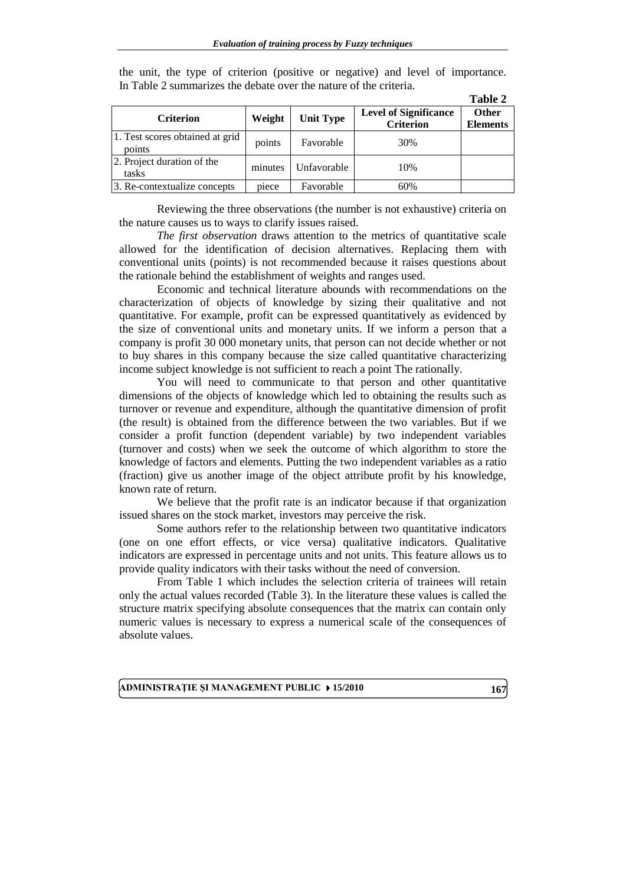the unit, the type of criterion (positive or negative) and level of importance. In Table 2 summarizes the debate over the nature of the criteria.

**Table 2**

| Criterion | Weight | Unit Type | Level of Significance Criterion | Other Elements |
|---|---|---|---|---|
| 1. Test scores obtained at grid points | points | Favorable | 30% | |
| 2. Project duration of the tasks | minutes | Unfavorable | 10% | |
| 3. Re-contextualize concepts | piece | Favorable | 60% | |

Reviewing the three observations (the number is not exhaustive) criteria on the nature causes us to ways to clarify issues raised.

*The first observation* draws attention to the metrics of quantitative scale allowed for the identification of decision alternatives. Replacing them with conventional units (points) is not recommended because it raises questions about the rationale behind the establishment of weights and ranges used.

Economic and technical literature abounds with recommendations on the characterization of objects of knowledge by sizing their qualitative and not quantitative. For example, profit can be expressed quantitatively as evidenced by the size of conventional units and monetary units. If we inform a person that a company is profit 30 000 monetary units, that person can not decide whether or not to buy shares in this company because the size called quantitative characterizing income subject knowledge is not sufficient to reach a point The rationally.

You will need to communicate to that person and other quantitative dimensions of the objects of knowledge which led to obtaining the results such as turnover or revenue and expenditure, although the quantitative dimension of profit (the result) is obtained from the difference between the two variables. But if we consider a profit function (dependent variable) by two independent variables (turnover and costs) when we seek the outcome of which algorithm to store the knowledge of factors and elements. Putting the two independent variables as a ratio (fraction) give us another image of the object attribute profit by his knowledge, known rate of return.

We believe that the profit rate is an indicator because if that organization issued shares on the stock market, investors may perceive the risk.

Some authors refer to the relationship between two quantitative indicators (one on one effort effects, or vice versa) qualitative indicators. Qualitative indicators are expressed in percentage units and not units. This feature allows us to provide quality indicators with their tasks without the need of conversion.

From Table 1 which includes the selection criteria of trainees will retain only the actual values recorded (Table 3). In the literature these values is called the structure matrix specifying absolute consequences that the matrix can contain only numeric values is necessary to express a numerical scale of the consequences of absolute values.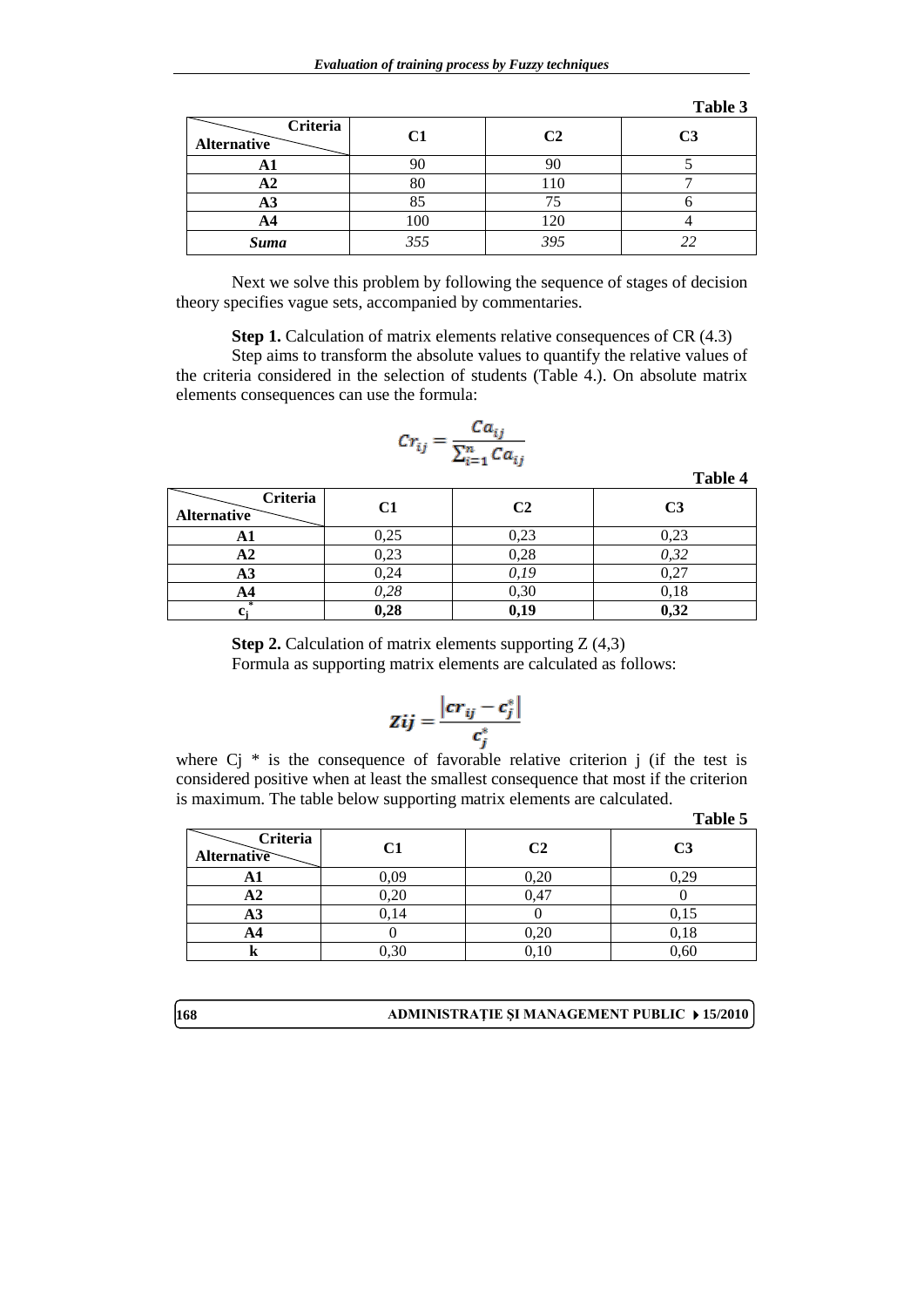**Table 3**

| Criteria / Alternative | C1 | C2 | C3 |
|---|---|---|---|
| **A1** | 90 | 90 | 5 |
| **A2** | 80 | 110 | 7 |
| **A3** | 85 | 75 | 6 |
| **A4** | 100 | 120 | 4 |
| ***Suma*** | *355* | *395* | *22* |

Next we solve this problem by following the sequence of stages of decision theory specifies vague sets, accompanied by commentaries.

**Step 1.** Calculation of matrix elements relative consequences of CR (4.3)

Step aims to transform the absolute values to quantify the relative values of the criteria considered in the selection of students (Table 4.). On absolute matrix elements consequences can use the formula:

$$Cr_{ij} = \frac{Ca_{ij}}{\sum_{i=1}^{n} Ca_{ij}}$$

**Table 4**

| Criteria / Alternative | C1 | C2 | C3 |
|---|---|---|---|
| **A1** | 0,25 | 0,23 | 0,23 |
| **A2** | 0,23 | 0,28 | *0,32* |
| **A3** | 0,24 | *0,19* | 0,27 |
| **A4** | *0,28* | 0,30 | 0,18 |
| $c_j^*$ | **0,28** | **0,19** | **0,32** |

**Step 2.** Calculation of matrix elements supporting Z (4,3)

Formula as supporting matrix elements are calculated as follows:

$$Zij = \frac{\left| cr_{ij} - c_j^* \right|}{c_j^*}$$

where Cj * is the consequence of favorable relative criterion j (if the test is considered positive when at least the smallest consequence that most if the criterion is maximum. The table below supporting matrix elements are calculated.

**Table 5**

| Criteria / Alternative | C1 | C2 | C3 |
|---|---|---|---|
| **A1** | 0,09 | 0,20 | 0,29 |
| **A2** | 0,20 | 0,47 | 0 |
| **A3** | 0,14 | 0 | 0,15 |
| **A4** | 0 | 0,20 | 0,18 |
| **k** | 0,30 | 0,10 | 0,60 |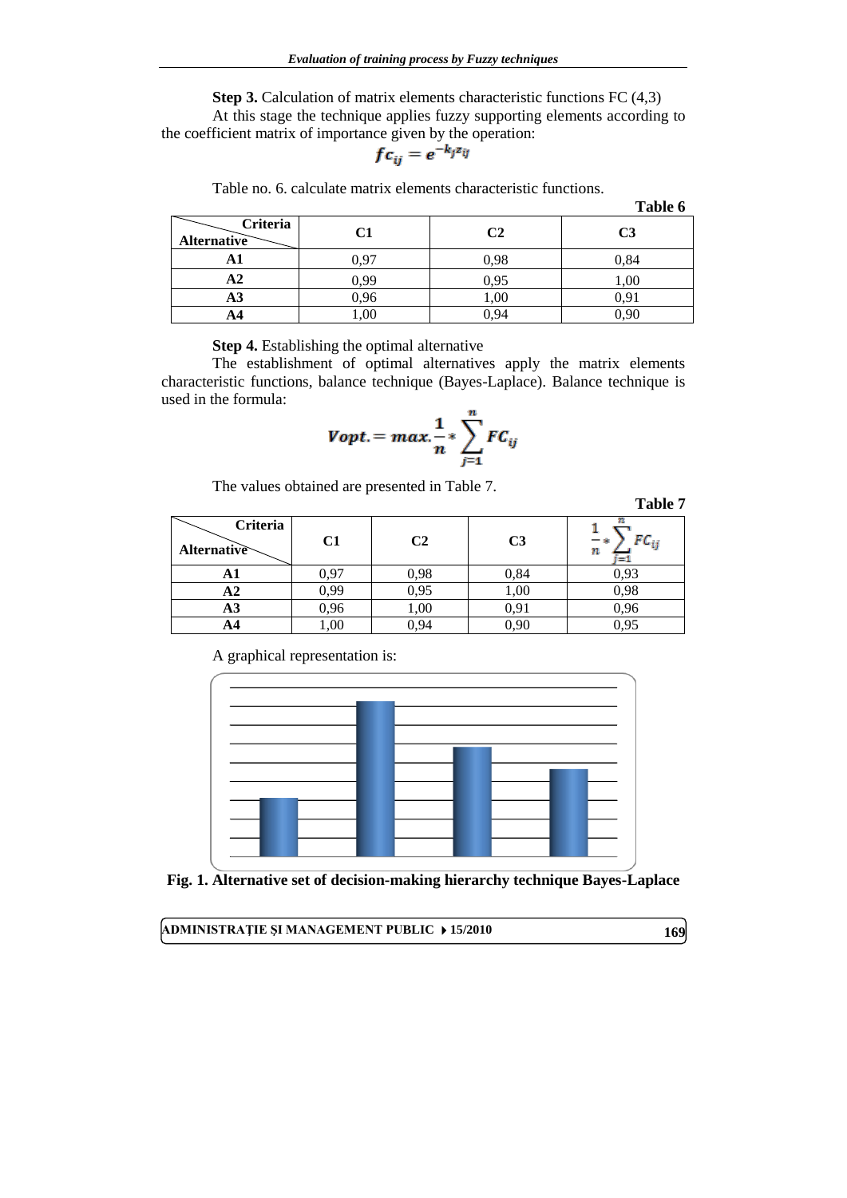**Step 3.** Calculation of matrix elements characteristic functions FC (4,3)

At this stage the technique applies fuzzy supporting elements according to the coefficient matrix of importance given by the operation:

$$fc_{ij} = e^{-k_j z_{ij}}$$

Table no. 6. calculate matrix elements characteristic functions.

**Table 6**

| Criteria / Alternative | C1 | C2 | C3 |
|---|---|---|---|
| **A1** | 0,97 | 0,98 | 0,84 |
| **A2** | 0,99 | 0,95 | 1,00 |
| **A3** | 0,96 | 1,00 | 0,91 |
| **A4** | 1,00 | 0,94 | 0,90 |

**Step 4.** Establishing the optimal alternative

The establishment of optimal alternatives apply the matrix elements characteristic functions, balance technique (Bayes-Laplace). Balance technique is used in the formula:

$$Vopt. = max. \frac{1}{n} * \sum_{j=1}^{n} FC_{ij}$$

The values obtained are presented in Table 7.

**Table 7**

| Criteria / Alternative | C1 | C2 | C3 | $\frac{1}{n} * \sum_{j=1}^{n} FC_{ij}$ |
|---|---|---|---|---|
| **A1** | 0,97 | 0,98 | 0,84 | 0,93 |
| **A2** | 0,99 | 0,95 | 1,00 | 0,98 |
| **A3** | 0,96 | 1,00 | 0,91 | 0,96 |
| **A4** | 1,00 | 0,94 | 0,90 | 0,95 |

A graphical representation is:

**Fig. 1. Alternative set of decision-making hierarchy technique Bayes-Laplace**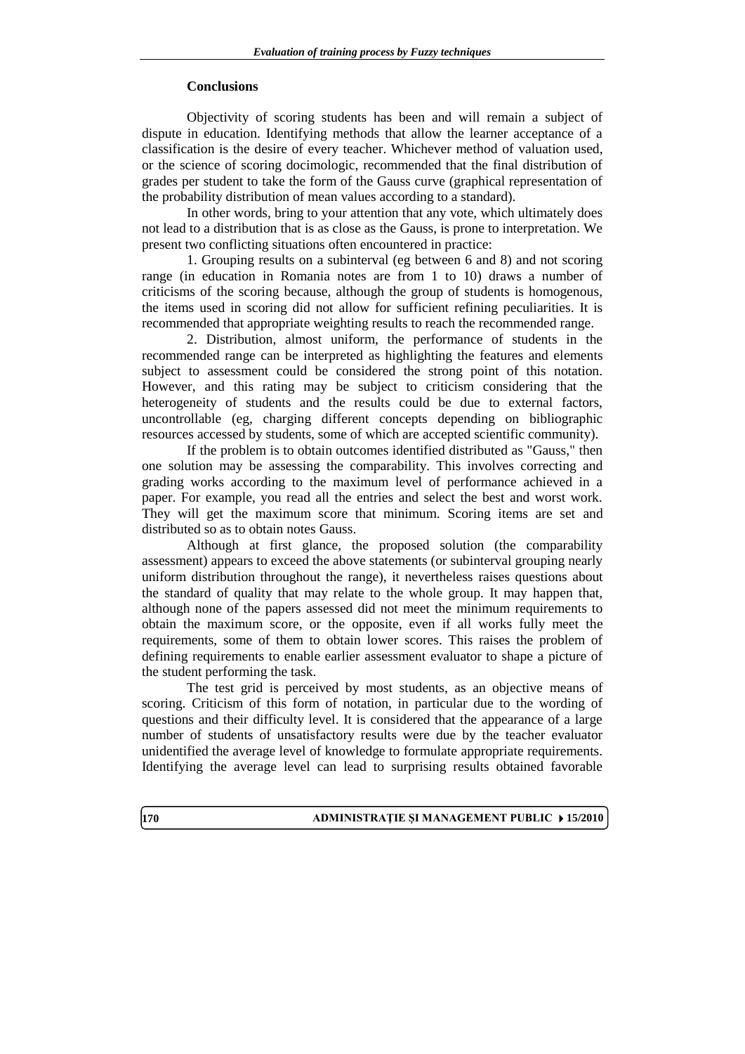## Conclusions

Objectivity of scoring students has been and will remain a subject of dispute in education. Identifying methods that allow the learner acceptance of a classification is the desire of every teacher. Whichever method of valuation used, or the science of scoring docimologic, recommended that the final distribution of grades per student to take the form of the Gauss curve (graphical representation of the probability distribution of mean values according to a standard).

In other words, bring to your attention that any vote, which ultimately does not lead to a distribution that is as close as the Gauss, is prone to interpretation. We present two conflicting situations often encountered in practice:

1. Grouping results on a subinterval (eg between 6 and 8) and not scoring range (in education in Romania notes are from 1 to 10) draws a number of criticisms of the scoring because, although the group of students is homogenous, the items used in scoring did not allow for sufficient refining peculiarities. It is recommended that appropriate weighting results to reach the recommended range.

2. Distribution, almost uniform, the performance of students in the recommended range can be interpreted as highlighting the features and elements subject to assessment could be considered the strong point of this notation. However, and this rating may be subject to criticism considering that the heterogeneity of students and the results could be due to external factors, uncontrollable (eg, charging different concepts depending on bibliographic resources accessed by students, some of which are accepted scientific community).

If the problem is to obtain outcomes identified distributed as "Gauss," then one solution may be assessing the comparability. This involves correcting and grading works according to the maximum level of performance achieved in a paper. For example, you read all the entries and select the best and worst work. They will get the maximum score that minimum. Scoring items are set and distributed so as to obtain notes Gauss.

Although at first glance, the proposed solution (the comparability assessment) appears to exceed the above statements (or subinterval grouping nearly uniform distribution throughout the range), it nevertheless raises questions about the standard of quality that may relate to the whole group. It may happen that, although none of the papers assessed did not meet the minimum requirements to obtain the maximum score, or the opposite, even if all works fully meet the requirements, some of them to obtain lower scores. This raises the problem of defining requirements to enable earlier assessment evaluator to shape a picture of the student performing the task.

The test grid is perceived by most students, as an objective means of scoring. Criticism of this form of notation, in particular due to the wording of questions and their difficulty level. It is considered that the appearance of a large number of students of unsatisfactory results were due by the teacher evaluator unidentified the average level of knowledge to formulate appropriate requirements. Identifying the average level can lead to surprising results obtained favorable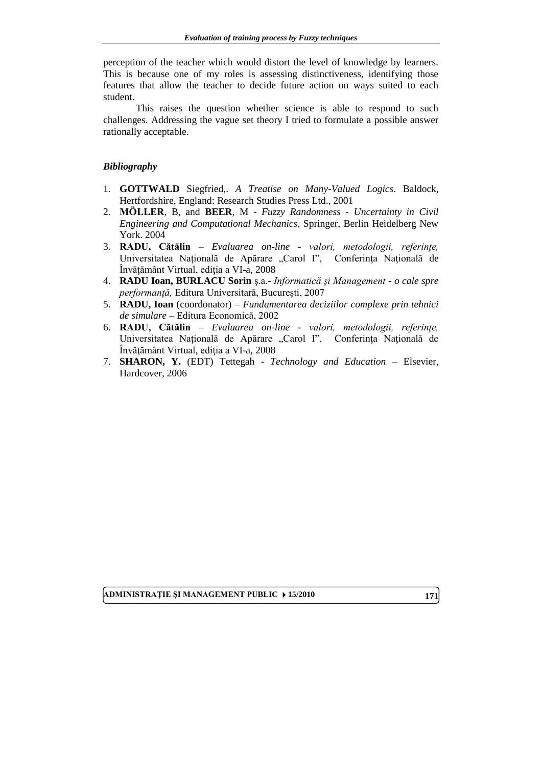perception of the teacher which would distort the level of knowledge by learners. This is because one of my roles is assessing distinctiveness, identifying those features that allow the teacher to decide future action on ways suited to each student.

This raises the question whether science is able to respond to such challenges. Addressing the vague set theory I tried to formulate a possible answer rationally acceptable.

### *Bibliography*

1. **GOTTWALD** Siegfried,. *A Treatise on Many-Valued Logics*. Baldock, Hertfordshire, England: Research Studies Press Ltd., 2001
2. **MÖLLER**, B, and **BEER**, M - *Fuzzy Randomness - Uncertainty in Civil Engineering and Computational Mechanics*, Springer, Berlin Heidelberg New York. 2004
3. **RADU, Cătălin** – *Evaluarea on-line - valori, metodologii, referinţe,* Universitatea Naţională de Apărare „Carol I", Conferinţa Naţională de Învăţământ Virtual, ediţia a VI-a, 2008
4. **RADU Ioan, BURLACU Sorin** ş.a.- *Informatică şi Management - o cale spre performanţă,* Editura Universitară, Bucureşti, 2007
5. **RADU, Ioan** (coordonator) – *Fundamentarea deciziilor complexe prin tehnici de simulare* – Editura Economică, 2002
6. **RADU, Cătălin** – *Evaluarea on-line - valori, metodologii, referinţe,* Universitatea Naţională de Apărare „Carol I", Conferinţa Naţională de Învăţământ Virtual, ediţia a VI-a, 2008
7. **SHARON, Y.** (EDT) Tettegah - *Technology and Education* – Elsevier, Hardcover, 2006